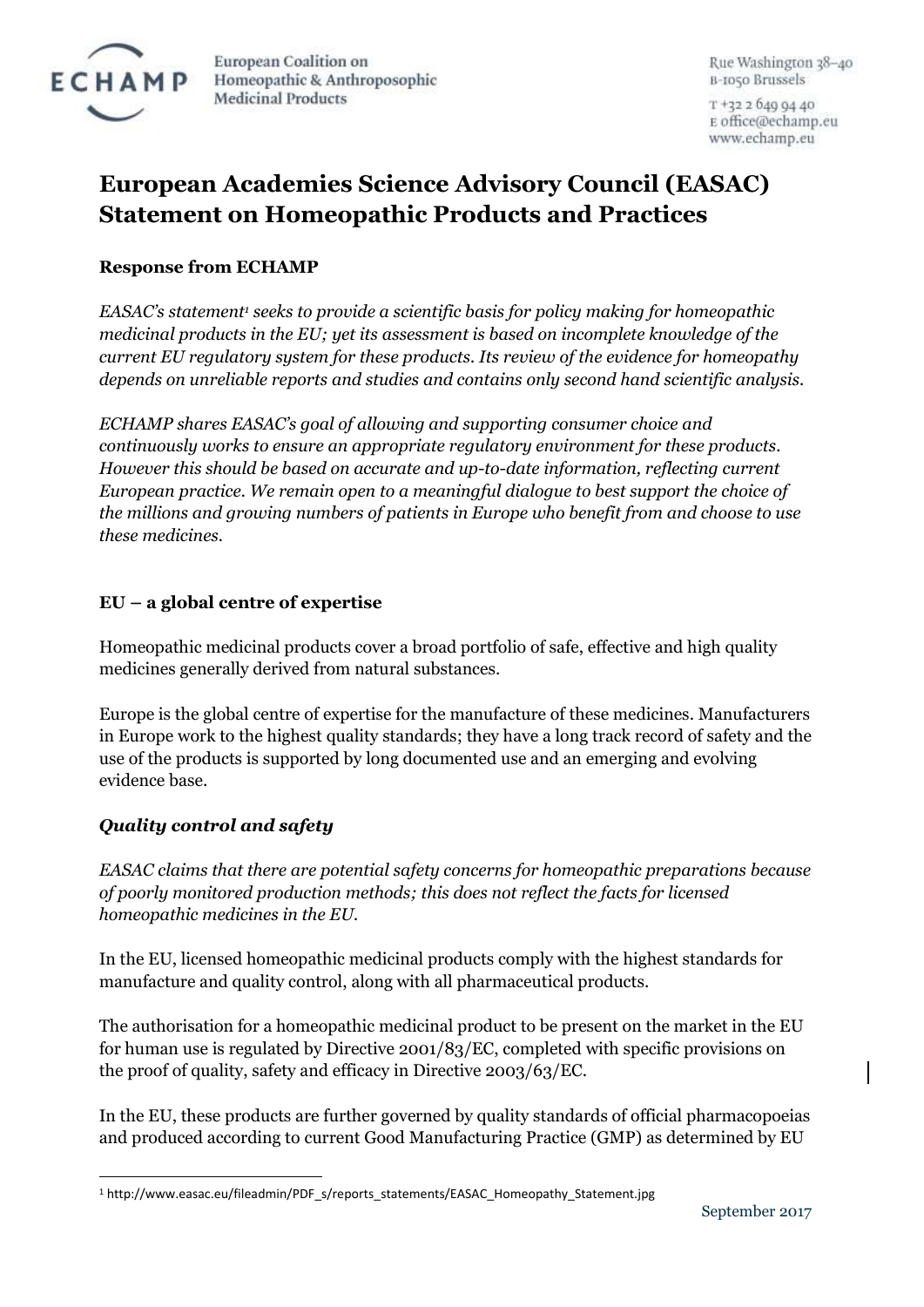# European Academies Science Advisory Council (EASAC) Statement on Homeopathic Products and Practices

**Response from ECHAMP**

*EASAC's statement[1] seeks to provide a scientific basis for policy making for homeopathic medicinal products in the EU; yet its assessment is based on incomplete knowledge of the current EU regulatory system for these products. Its review of the evidence for homeopathy depends on unreliable reports and studies and contains only second hand scientific analysis.*

*ECHAMP shares EASAC's goal of allowing and supporting consumer choice and continuously works to ensure an appropriate regulatory environment for these products. However this should be based on accurate and up-to-date information, reflecting current European practice. We remain open to a meaningful dialogue to best support the choice of the millions and growing numbers of patients in Europe who benefit from and choose to use these medicines.*

## EU – a global centre of expertise

Homeopathic medicinal products cover a broad portfolio of safe, effective and high quality medicines generally derived from natural substances.

Europe is the global centre of expertise for the manufacture of these medicines. Manufacturers in Europe work to the highest quality standards; they have a long track record of safety and the use of the products is supported by long documented use and an emerging and evolving evidence base.

### *Quality control and safety*

*EASAC claims that there are potential safety concerns for homeopathic preparations because of poorly monitored production methods; this does not reflect the facts for licensed homeopathic medicines in the EU.*

In the EU, licensed homeopathic medicinal products comply with the highest standards for manufacture and quality control, along with all pharmaceutical products.

The authorisation for a homeopathic medicinal product to be present on the market in the EU for human use is regulated by Directive 2001/83/EC, completed with specific provisions on the proof of quality, safety and efficacy in Directive 2003/63/EC.

In the EU, these products are further governed by quality standards of official pharmacopoeias and produced according to current Good Manufacturing Practice (GMP) as determined by EU

[1] http://www.easac.eu/fileadmin/PDF_s/reports_statements/EASAC_Homeopathy_Statement.jpg

September 2017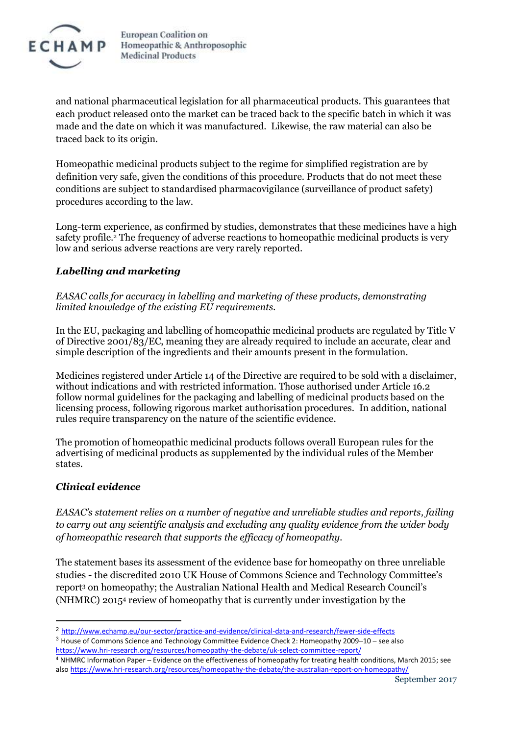and national pharmaceutical legislation for all pharmaceutical products. This guarantees that each product released onto the market can be traced back to the specific batch in which it was made and the date on which it was manufactured. Likewise, the raw material can also be traced back to its origin.

Homeopathic medicinal products subject to the regime for simplified registration are by definition very safe, given the conditions of this procedure. Products that do not meet these conditions are subject to standardised pharmacovigilance (surveillance of product safety) procedures according to the law.

Long-term experience, as confirmed by studies, demonstrates that these medicines have a high safety profile.[2] The frequency of adverse reactions to homeopathic medicinal products is very low and serious adverse reactions are very rarely reported.

### *Labelling and marketing*

*EASAC calls for accuracy in labelling and marketing of these products, demonstrating limited knowledge of the existing EU requirements.*

In the EU, packaging and labelling of homeopathic medicinal products are regulated by Title V of Directive 2001/83/EC, meaning they are already required to include an accurate, clear and simple description of the ingredients and their amounts present in the formulation.

Medicines registered under Article 14 of the Directive are required to be sold with a disclaimer, without indications and with restricted information. Those authorised under Article 16.2 follow normal guidelines for the packaging and labelling of medicinal products based on the licensing process, following rigorous market authorisation procedures. In addition, national rules require transparency on the nature of the scientific evidence.

The promotion of homeopathic medicinal products follows overall European rules for the advertising of medicinal products as supplemented by the individual rules of the Member states.

### *Clinical evidence*

*EASAC's statement relies on a number of negative and unreliable studies and reports, failing to carry out any scientific analysis and excluding any quality evidence from the wider body of homeopathic research that supports the efficacy of homeopathy.*

The statement bases its assessment of the evidence base for homeopathy on three unreliable studies - the discredited 2010 UK House of Commons Science and Technology Committee's report[3] on homeopathy; the Australian National Health and Medical Research Council's (NHMRC) 2015[4] review of homeopathy that is currently under investigation by the

---

[2] http://www.echamp.eu/our-sector/practice-and-evidence/clinical-data-and-research/fewer-side-effects

[3] House of Commons Science and Technology Committee Evidence Check 2: Homeopathy 2009–10 – see also https://www.hri-research.org/resources/homeopathy-the-debate/uk-select-committee-report/

[4] NHMRC Information Paper – Evidence on the effectiveness of homeopathy for treating health conditions, March 2015; see also https://www.hri-research.org/resources/homeopathy-the-debate/the-australian-report-on-homeopathy/

September 2017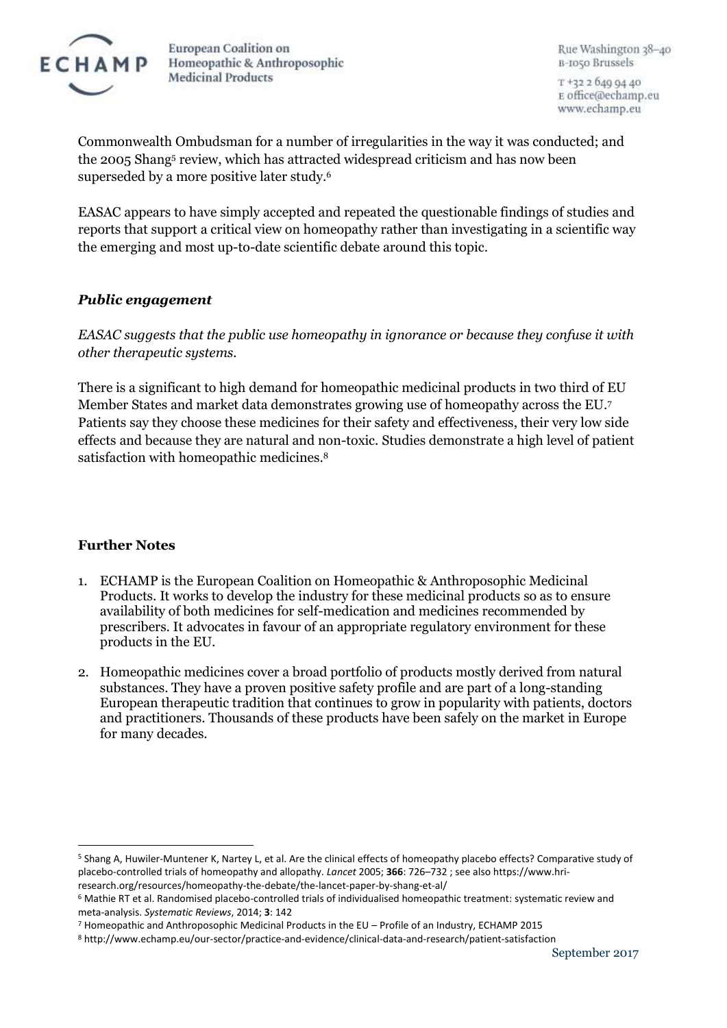Commonwealth Ombudsman for a number of irregularities in the way it was conducted; and the 2005 Shang[5] review, which has attracted widespread criticism and has now been superseded by a more positive later study.[6]

EASAC appears to have simply accepted and repeated the questionable findings of studies and reports that support a critical view on homeopathy rather than investigating in a scientific way the emerging and most up-to-date scientific debate around this topic.

### *Public engagement*

*EASAC suggests that the public use homeopathy in ignorance or because they confuse it with other therapeutic systems.*

There is a significant to high demand for homeopathic medicinal products in two third of EU Member States and market data demonstrates growing use of homeopathy across the EU.[7] Patients say they choose these medicines for their safety and effectiveness, their very low side effects and because they are natural and non-toxic. Studies demonstrate a high level of patient satisfaction with homeopathic medicines.[8]

### **Further Notes**

1. ECHAMP is the European Coalition on Homeopathic & Anthroposophic Medicinal Products. It works to develop the industry for these medicinal products so as to ensure availability of both medicines for self-medication and medicines recommended by prescribers. It advocates in favour of an appropriate regulatory environment for these products in the EU.
2. Homeopathic medicines cover a broad portfolio of products mostly derived from natural substances. They have a proven positive safety profile and are part of a long-standing European therapeutic tradition that continues to grow in popularity with patients, doctors and practitioners. Thousands of these products have been safely on the market in Europe for many decades.

---

[5] Shang A, Huwiler-Muntener K, Nartey L, et al. Are the clinical effects of homeopathy placebo effects? Comparative study of placebo-controlled trials of homeopathy and allopathy. *Lancet* 2005; **366**: 726–732 ; see also https://www.hri-research.org/resources/homeopathy-the-debate/the-lancet-paper-by-shang-et-al/

[6] Mathie RT et al. Randomised placebo-controlled trials of individualised homeopathic treatment: systematic review and meta-analysis. *Systematic Reviews*, 2014; **3**: 142

[7] Homeopathic and Anthroposophic Medicinal Products in the EU – Profile of an Industry, ECHAMP 2015

[8] http://www.echamp.eu/our-sector/practice-and-evidence/clinical-data-and-research/patient-satisfaction

September 2017